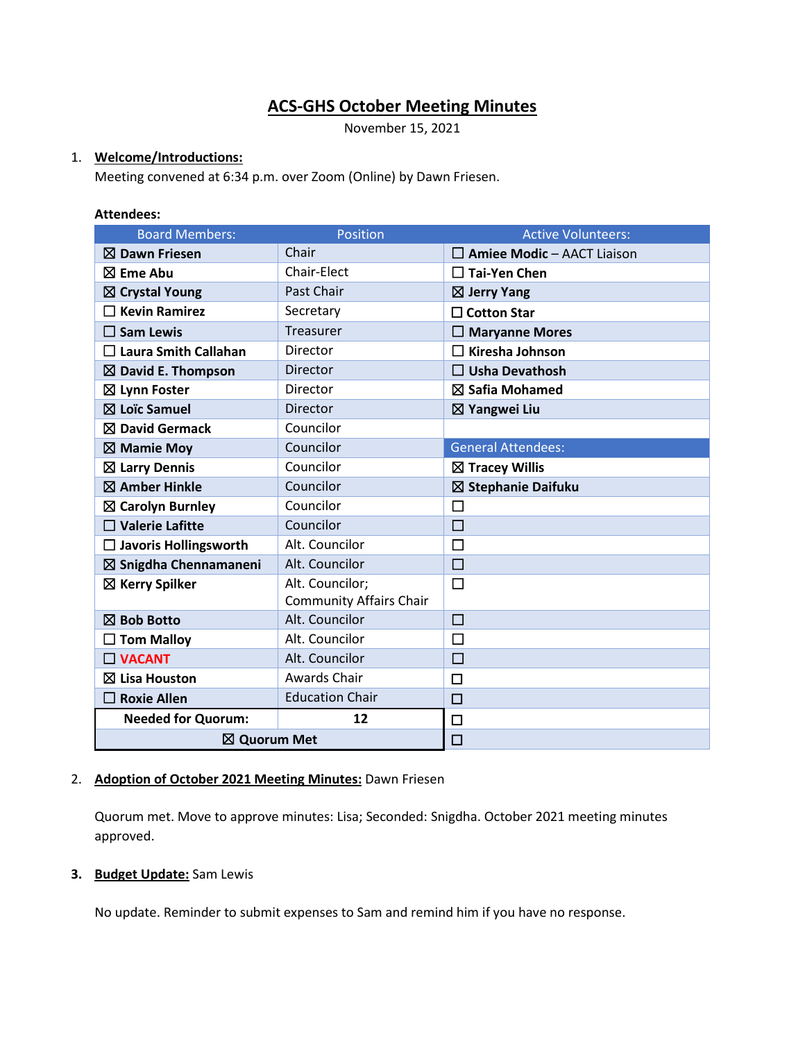# ACS-GHS October Meeting Minutes

November 15, 2021

1. **Welcome/Introductions:**
   Meeting convened at 6:34 p.m. over Zoom (Online) by Dawn Friesen.

**Attendees:**

| Board Members: | Position | Active Volunteers: |
|---|---|---|
| ☒ **Dawn Friesen** | Chair | ☐ **Amiee Modic** – AACT Liaison |
| ☒ **Eme Abu** | Chair-Elect | ☐ **Tai-Yen Chen** |
| ☒ **Crystal Young** | Past Chair | ☒ **Jerry Yang** |
| ☐ **Kevin Ramirez** | Secretary | ☐ **Cotton Star** |
| ☐ **Sam Lewis** | Treasurer | ☐ **Maryanne Mores** |
| ☐ **Laura Smith Callahan** | Director | ☐ **Kiresha Johnson** |
| ☒ **David E. Thompson** | Director | ☐ **Usha Devathosh** |
| ☒ **Lynn Foster** | Director | ☒ **Safia Mohamed** |
| ☒ **Loïc Samuel** | Director | ☒ **Yangwei Liu** |
| ☒ **David Germack** | Councilor | |
| ☒ **Mamie Moy** | Councilor | General Attendees: |
| ☒ **Larry Dennis** | Councilor | ☒ **Tracey Willis** |
| ☒ **Amber Hinkle** | Councilor | ☒ **Stephanie Daifuku** |
| ☒ **Carolyn Burnley** | Councilor | ☐ |
| ☐ **Valerie Lafitte** | Councilor | ☐ |
| ☐ **Javoris Hollingsworth** | Alt. Councilor | ☐ |
| ☒ **Snigdha Chennamaneni** | Alt. Councilor | ☐ |
| ☒ **Kerry Spilker** | Alt. Councilor; Community Affairs Chair | ☐ |
| ☒ **Bob Botto** | Alt. Councilor | ☐ |
| ☐ **Tom Malloy** | Alt. Councilor | ☐ |
| ☐ **VACANT** | Alt. Councilor | ☐ |
| ☒ **Lisa Houston** | Awards Chair | ☐ |
| ☐ **Roxie Allen** | Education Chair | ☐ |
| **Needed for Quorum:** | **12** | ☐ |
| ☒ **Quorum Met** | | ☐ |

2. **Adoption of October 2021 Meeting Minutes:** Dawn Friesen

   Quorum met. Move to approve minutes: Lisa; Seconded: Snigdha. October 2021 meeting minutes approved.

3. **Budget Update:** Sam Lewis

   No update. Reminder to submit expenses to Sam and remind him if you have no response.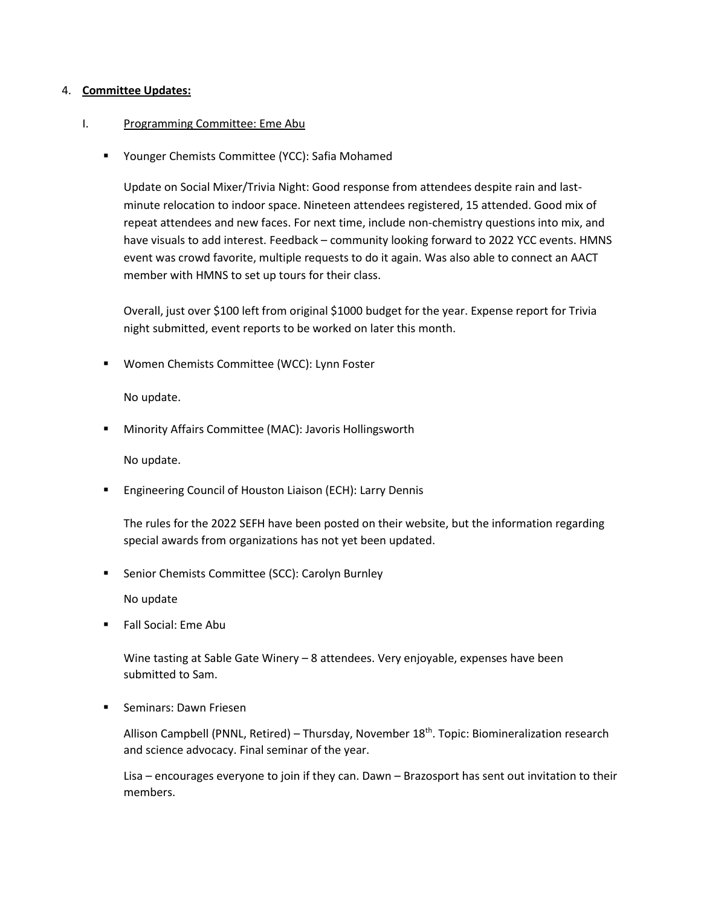4. **Committee Updates:**

   I. Programming Committee: Eme Abu

   - Younger Chemists Committee (YCC): Safia Mohamed

     Update on Social Mixer/Trivia Night: Good response from attendees despite rain and last-minute relocation to indoor space. Nineteen attendees registered, 15 attended. Good mix of repeat attendees and new faces. For next time, include non-chemistry questions into mix, and have visuals to add interest. Feedback – community looking forward to 2022 YCC events. HMNS event was crowd favorite, multiple requests to do it again. Was also able to connect an AACT member with HMNS to set up tours for their class.

     Overall, just over $100 left from original $1000 budget for the year. Expense report for Trivia night submitted, event reports to be worked on later this month.

   - Women Chemists Committee (WCC): Lynn Foster

     No update.

   - Minority Affairs Committee (MAC): Javoris Hollingsworth

     No update.

   - Engineering Council of Houston Liaison (ECH): Larry Dennis

     The rules for the 2022 SEFH have been posted on their website, but the information regarding special awards from organizations has not yet been updated.

   - Senior Chemists Committee (SCC): Carolyn Burnley

     No update

   - Fall Social: Eme Abu

     Wine tasting at Sable Gate Winery – 8 attendees. Very enjoyable, expenses have been submitted to Sam.

   - Seminars: Dawn Friesen

     Allison Campbell (PNNL, Retired) – Thursday, November 18th. Topic: Biomineralization research and science advocacy. Final seminar of the year.

     Lisa – encourages everyone to join if they can. Dawn – Brazosport has sent out invitation to their members.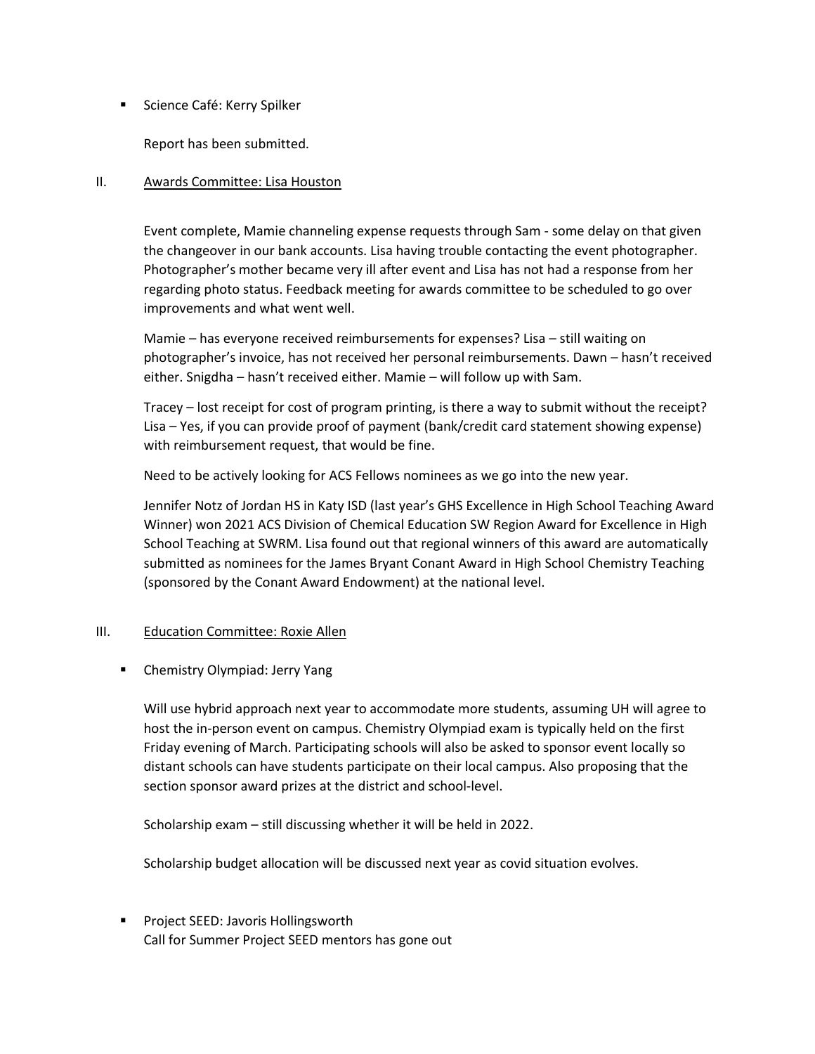- Science Café: Kerry Spilker

  Report has been submitted.

II. Awards Committee: Lisa Houston

Event complete, Mamie channeling expense requests through Sam - some delay on that given the changeover in our bank accounts. Lisa having trouble contacting the event photographer. Photographer's mother became very ill after event and Lisa has not had a response from her regarding photo status. Feedback meeting for awards committee to be scheduled to go over improvements and what went well.

Mamie – has everyone received reimbursements for expenses? Lisa – still waiting on photographer's invoice, has not received her personal reimbursements. Dawn – hasn't received either. Snigdha – hasn't received either. Mamie – will follow up with Sam.

Tracey – lost receipt for cost of program printing, is there a way to submit without the receipt? Lisa – Yes, if you can provide proof of payment (bank/credit card statement showing expense) with reimbursement request, that would be fine.

Need to be actively looking for ACS Fellows nominees as we go into the new year.

Jennifer Notz of Jordan HS in Katy ISD (last year's GHS Excellence in High School Teaching Award Winner) won 2021 ACS Division of Chemical Education SW Region Award for Excellence in High School Teaching at SWRM. Lisa found out that regional winners of this award are automatically submitted as nominees for the James Bryant Conant Award in High School Chemistry Teaching (sponsored by the Conant Award Endowment) at the national level.

III. Education Committee: Roxie Allen

- Chemistry Olympiad: Jerry Yang

  Will use hybrid approach next year to accommodate more students, assuming UH will agree to host the in-person event on campus. Chemistry Olympiad exam is typically held on the first Friday evening of March. Participating schools will also be asked to sponsor event locally so distant schools can have students participate on their local campus. Also proposing that the section sponsor award prizes at the district and school-level.

  Scholarship exam – still discussing whether it will be held in 2022.

  Scholarship budget allocation will be discussed next year as covid situation evolves.

- Project SEED: Javoris Hollingsworth
  Call for Summer Project SEED mentors has gone out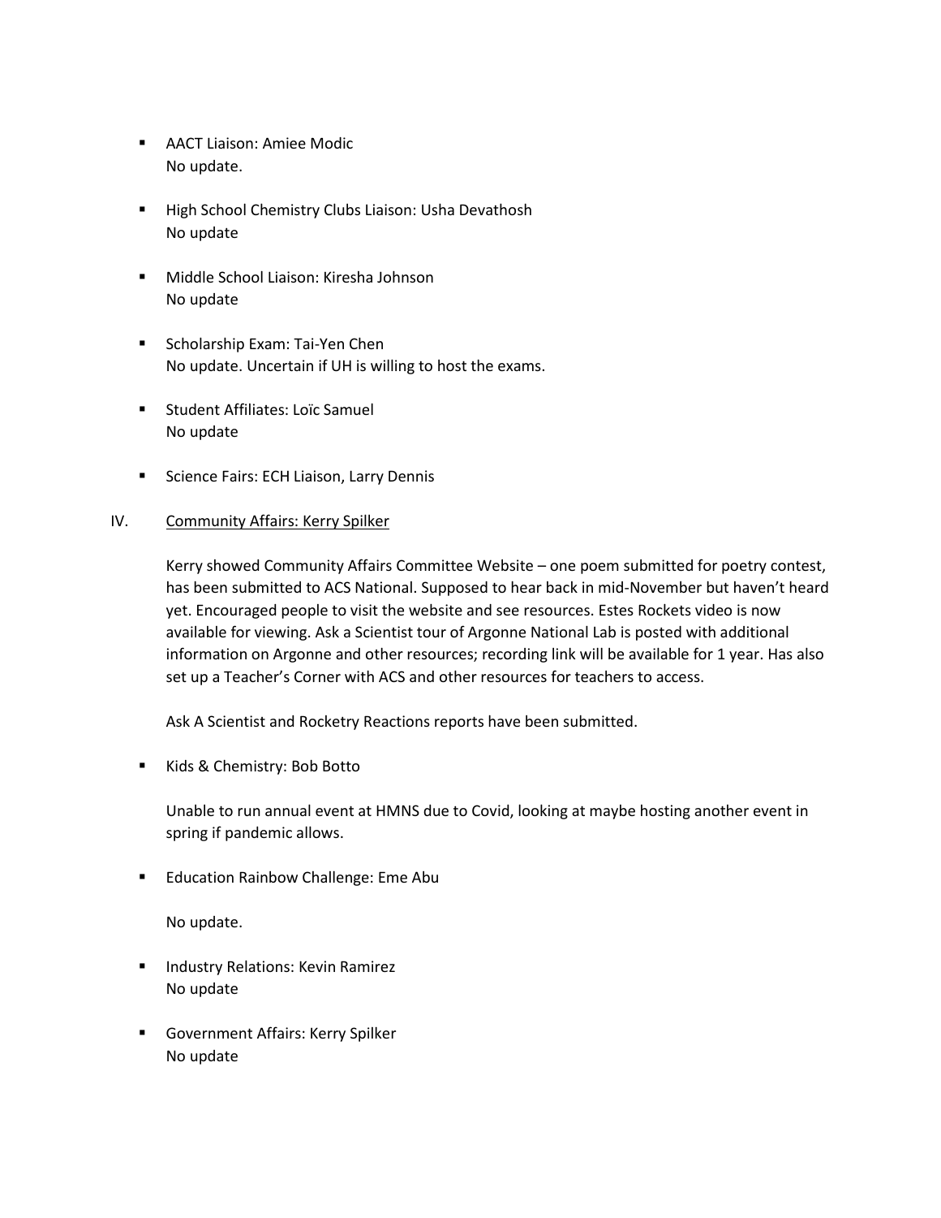- AACT Liaison: Amiee Modic
  No update.

- High School Chemistry Clubs Liaison: Usha Devathosh
  No update

- Middle School Liaison: Kiresha Johnson
  No update

- Scholarship Exam: Tai-Yen Chen
  No update. Uncertain if UH is willing to host the exams.

- Student Affiliates: Loïc Samuel
  No update

- Science Fairs: ECH Liaison, Larry Dennis

IV. Community Affairs: Kerry Spilker

Kerry showed Community Affairs Committee Website – one poem submitted for poetry contest, has been submitted to ACS National. Supposed to hear back in mid-November but haven't heard yet. Encouraged people to visit the website and see resources. Estes Rockets video is now available for viewing. Ask a Scientist tour of Argonne National Lab is posted with additional information on Argonne and other resources; recording link will be available for 1 year. Has also set up a Teacher's Corner with ACS and other resources for teachers to access.

Ask A Scientist and Rocketry Reactions reports have been submitted.

- Kids & Chemistry: Bob Botto

  Unable to run annual event at HMNS due to Covid, looking at maybe hosting another event in spring if pandemic allows.

- Education Rainbow Challenge: Eme Abu

  No update.

- Industry Relations: Kevin Ramirez
  No update

- Government Affairs: Kerry Spilker
  No update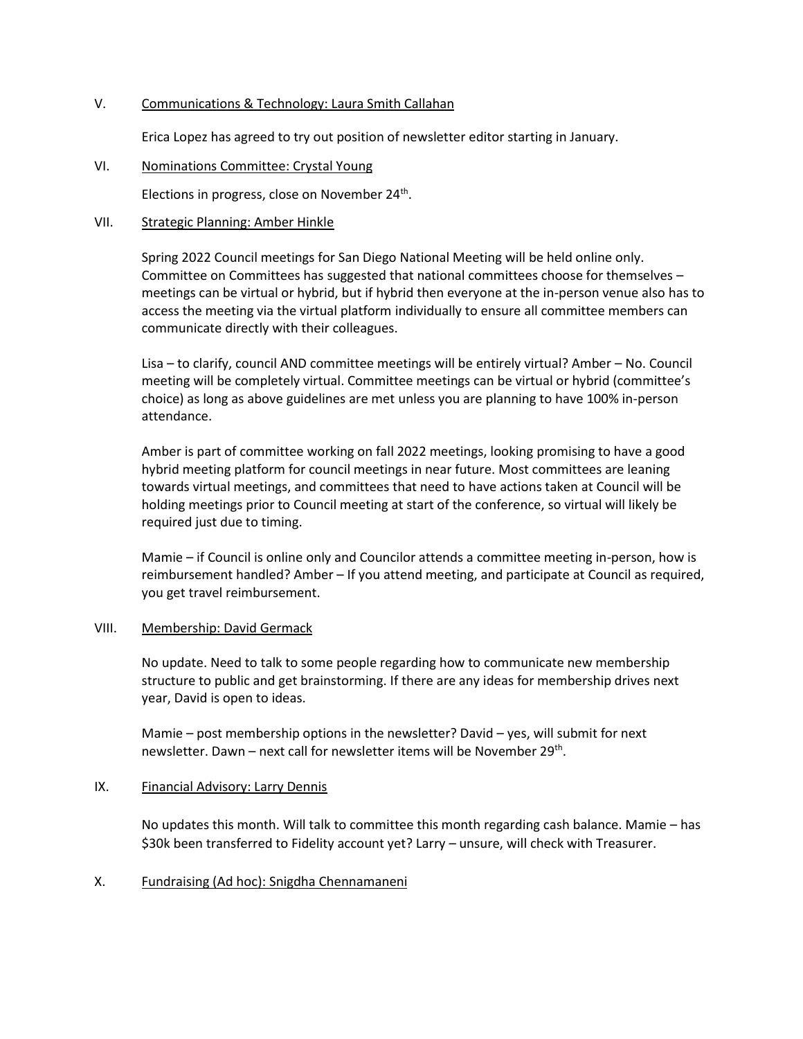V. Communications & Technology: Laura Smith Callahan

Erica Lopez has agreed to try out position of newsletter editor starting in January.

VI. Nominations Committee: Crystal Young

Elections in progress, close on November 24th.

VII. Strategic Planning: Amber Hinkle

Spring 2022 Council meetings for San Diego National Meeting will be held online only. Committee on Committees has suggested that national committees choose for themselves – meetings can be virtual or hybrid, but if hybrid then everyone at the in-person venue also has to access the meeting via the virtual platform individually to ensure all committee members can communicate directly with their colleagues.

Lisa – to clarify, council AND committee meetings will be entirely virtual? Amber – No. Council meeting will be completely virtual. Committee meetings can be virtual or hybrid (committee's choice) as long as above guidelines are met unless you are planning to have 100% in-person attendance.

Amber is part of committee working on fall 2022 meetings, looking promising to have a good hybrid meeting platform for council meetings in near future. Most committees are leaning towards virtual meetings, and committees that need to have actions taken at Council will be holding meetings prior to Council meeting at start of the conference, so virtual will likely be required just due to timing.

Mamie – if Council is online only and Councilor attends a committee meeting in-person, how is reimbursement handled? Amber – If you attend meeting, and participate at Council as required, you get travel reimbursement.

VIII. Membership: David Germack

No update. Need to talk to some people regarding how to communicate new membership structure to public and get brainstorming. If there are any ideas for membership drives next year, David is open to ideas.

Mamie – post membership options in the newsletter? David – yes, will submit for next newsletter. Dawn – next call for newsletter items will be November 29th.

IX. Financial Advisory: Larry Dennis

No updates this month. Will talk to committee this month regarding cash balance. Mamie – has $30k been transferred to Fidelity account yet? Larry – unsure, will check with Treasurer.

X. Fundraising (Ad hoc): Snigdha Chennamaneni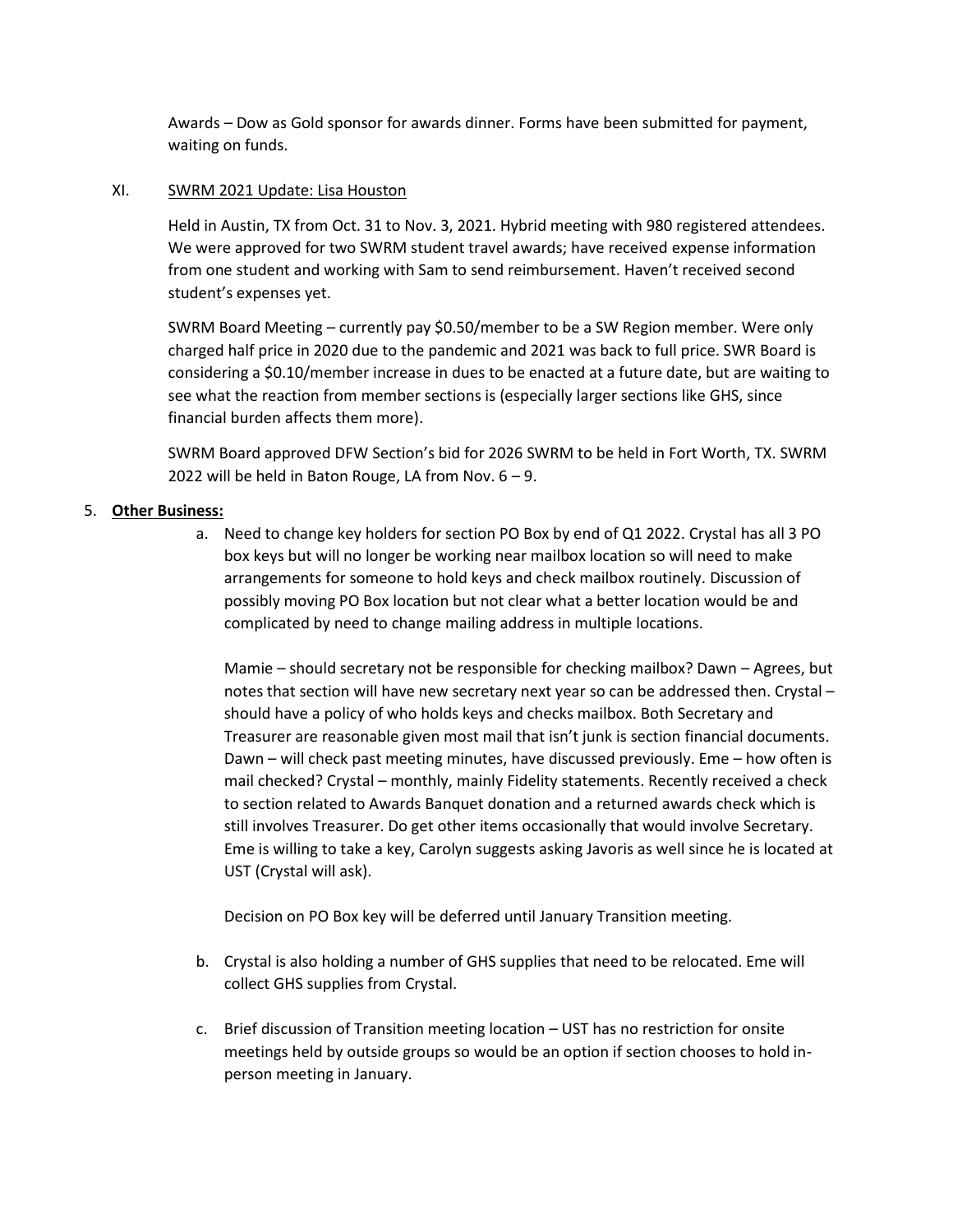Awards – Dow as Gold sponsor for awards dinner. Forms have been submitted for payment, waiting on funds.

XI. SWRM 2021 Update: Lisa Houston

Held in Austin, TX from Oct. 31 to Nov. 3, 2021. Hybrid meeting with 980 registered attendees. We were approved for two SWRM student travel awards; have received expense information from one student and working with Sam to send reimbursement. Haven't received second student's expenses yet.

SWRM Board Meeting – currently pay $0.50/member to be a SW Region member. Were only charged half price in 2020 due to the pandemic and 2021 was back to full price. SWR Board is considering a $0.10/member increase in dues to be enacted at a future date, but are waiting to see what the reaction from member sections is (especially larger sections like GHS, since financial burden affects them more).

SWRM Board approved DFW Section's bid for 2026 SWRM to be held in Fort Worth, TX. SWRM 2022 will be held in Baton Rouge, LA from Nov. 6 – 9.

5. **Other Business:**

a. Need to change key holders for section PO Box by end of Q1 2022. Crystal has all 3 PO box keys but will no longer be working near mailbox location so will need to make arrangements for someone to hold keys and check mailbox routinely. Discussion of possibly moving PO Box location but not clear what a better location would be and complicated by need to change mailing address in multiple locations.

Mamie – should secretary not be responsible for checking mailbox? Dawn – Agrees, but notes that section will have new secretary next year so can be addressed then. Crystal – should have a policy of who holds keys and checks mailbox. Both Secretary and Treasurer are reasonable given most mail that isn't junk is section financial documents. Dawn – will check past meeting minutes, have discussed previously. Eme – how often is mail checked? Crystal – monthly, mainly Fidelity statements. Recently received a check to section related to Awards Banquet donation and a returned awards check which is still involves Treasurer. Do get other items occasionally that would involve Secretary. Eme is willing to take a key, Carolyn suggests asking Javoris as well since he is located at UST (Crystal will ask).

Decision on PO Box key will be deferred until January Transition meeting.

b. Crystal is also holding a number of GHS supplies that need to be relocated. Eme will collect GHS supplies from Crystal.

c. Brief discussion of Transition meeting location – UST has no restriction for onsite meetings held by outside groups so would be an option if section chooses to hold in-person meeting in January.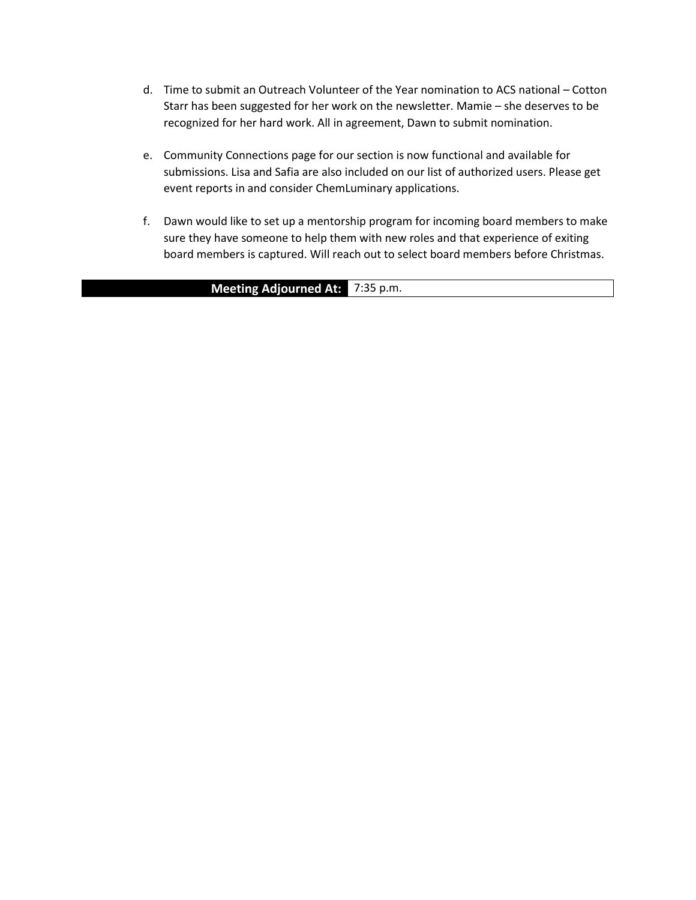d. Time to submit an Outreach Volunteer of the Year nomination to ACS national – Cotton Starr has been suggested for her work on the newsletter. Mamie – she deserves to be recognized for her hard work. All in agreement, Dawn to submit nomination.

e. Community Connections page for our section is now functional and available for submissions. Lisa and Safia are also included on our list of authorized users. Please get event reports in and consider ChemLuminary applications.

f. Dawn would like to set up a mentorship program for incoming board members to make sure they have someone to help them with new roles and that experience of exiting board members is captured. Will reach out to select board members before Christmas.

| | |
|---|---|
| **Meeting Adjourned At:** | 7:35 p.m. |